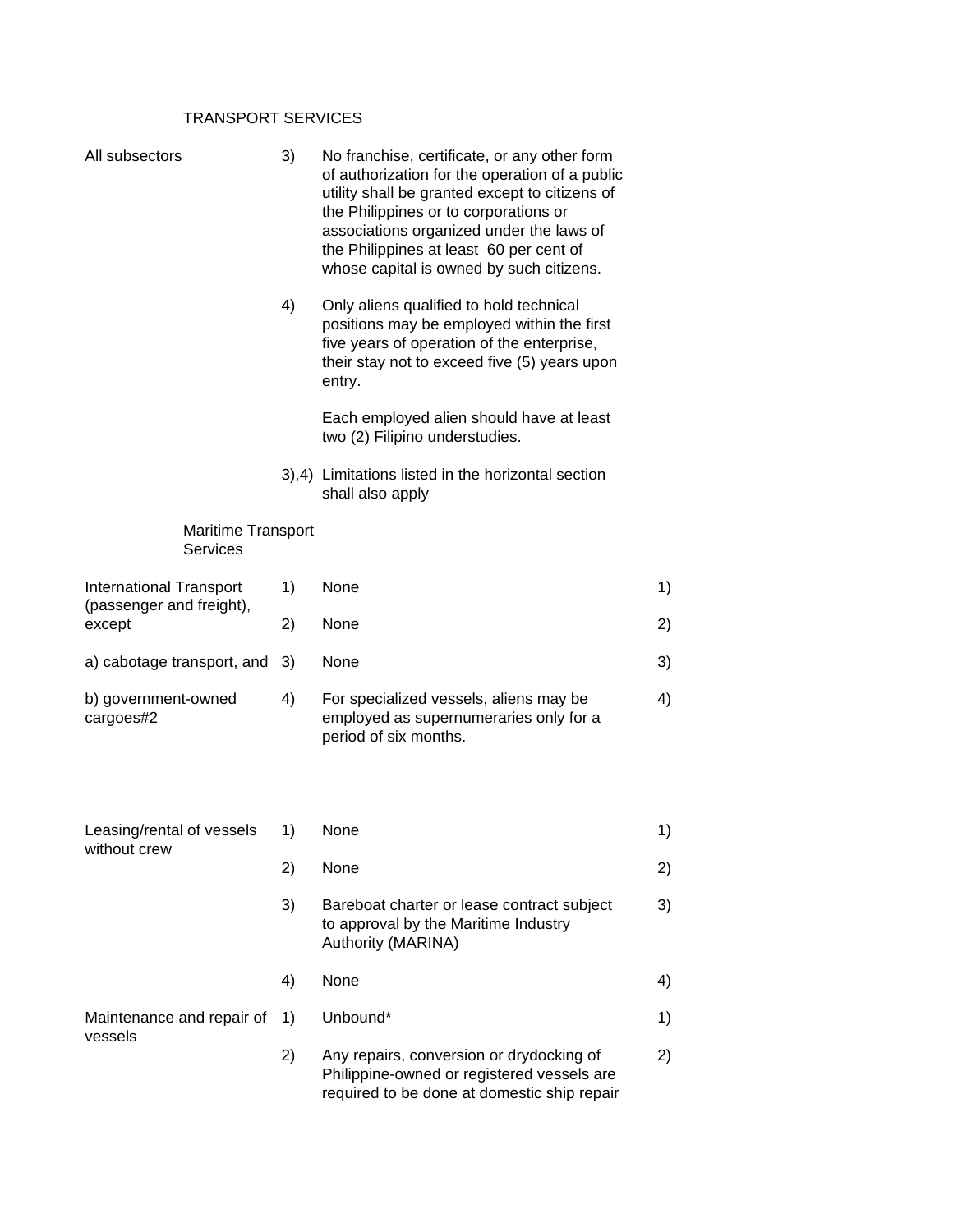TRANSPORT SERVICES

| | | | |
|---|---|---|---|
| All subsectors | 3) | No franchise, certificate, or any other form of authorization for the operation of a public utility shall be granted except to citizens of the Philippines or to corporations or associations organized under the laws of the Philippines at least 60 per cent of whose capital is owned by such citizens. | |
| | 4) | Only aliens qualified to hold technical positions may be employed within the first five years of operation of the enterprise, their stay not to exceed five (5) years upon entry.<br><br>Each employed alien should have at least two (2) Filipino understudies. | |
| | 3),4) | Limitations listed in the horizontal section shall also apply | |
| Maritime Transport Services | | | |
| International Transport (passenger and freight), except | 1) | None | 1) |
| | 2) | None | 2) |
| a) cabotage transport, and | 3) | None | 3) |
| b) government-owned cargoes#2 | 4) | For specialized vessels, aliens may be employed as supernumeraries only for a period of six months. | 4) |
| Leasing/rental of vessels without crew | 1) | None | 1) |
| | 2) | None | 2) |
| | 3) | Bareboat charter or lease contract subject to approval by the Maritime Industry Authority (MARINA) | 3) |
| | 4) | None | 4) |
| Maintenance and repair of vessels | 1) | Unbound* | 1) |
| | 2) | Any repairs, conversion or drydocking of Philippine-owned or registered vessels are required to be done at domestic ship repair | 2) |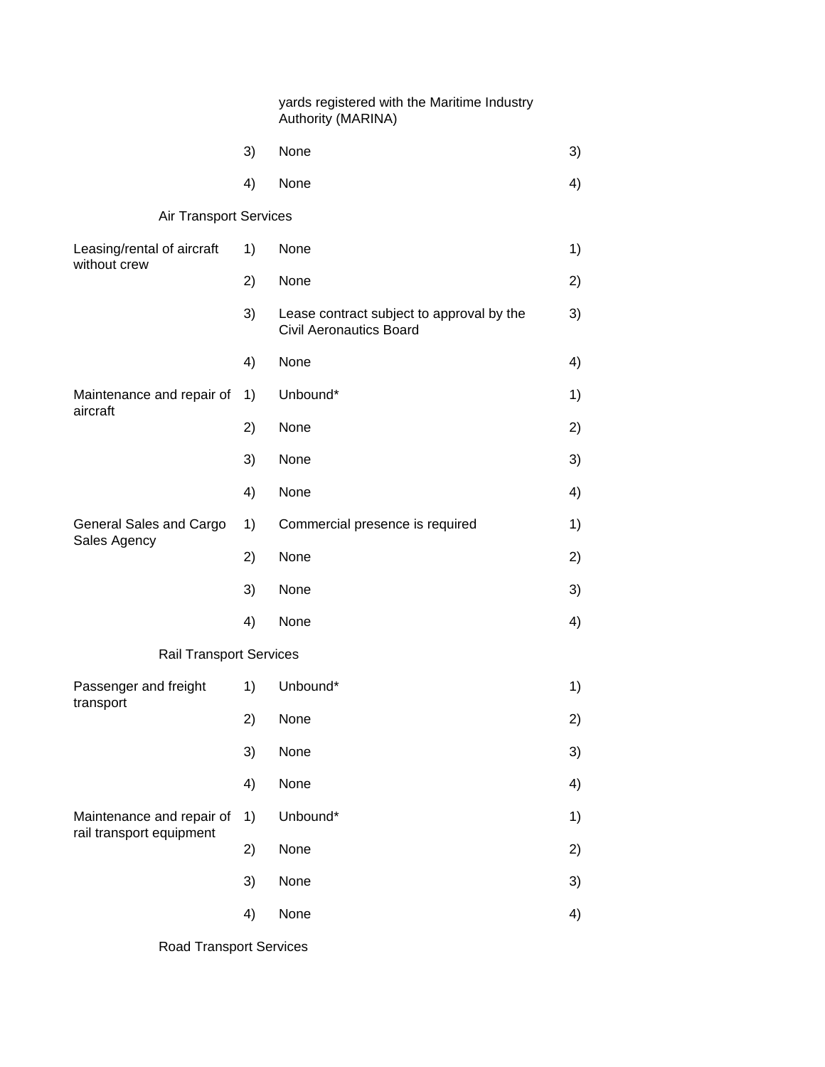| Sector | Mode | Limitations | Mode |
|---|---|---|---|
| | | yards registered with the Maritime Industry Authority (MARINA) | |
| | 3) | None | 3) |
| | 4) | None | 4) |
| Air Transport Services | | | |
| Leasing/rental of aircraft without crew | 1) | None | 1) |
| | 2) | None | 2) |
| | 3) | Lease contract subject to approval by the Civil Aeronautics Board | 3) |
| | 4) | None | 4) |
| Maintenance and repair of aircraft | 1) | Unbound* | 1) |
| | 2) | None | 2) |
| | 3) | None | 3) |
| | 4) | None | 4) |
| General Sales and Cargo Sales Agency | 1) | Commercial presence is required | 1) |
| | 2) | None | 2) |
| | 3) | None | 3) |
| | 4) | None | 4) |
| Rail Transport Services | | | |
| Passenger and freight transport | 1) | Unbound* | 1) |
| | 2) | None | 2) |
| | 3) | None | 3) |
| | 4) | None | 4) |
| Maintenance and repair of rail transport equipment | 1) | Unbound* | 1) |
| | 2) | None | 2) |
| | 3) | None | 3) |
| | 4) | None | 4) |
| Road Transport Services | | | |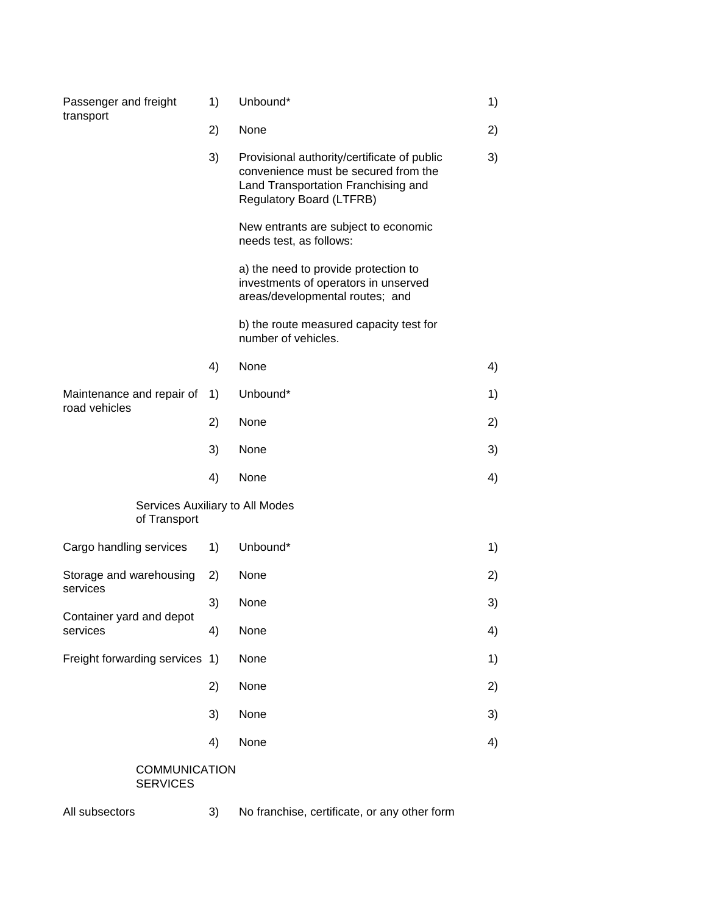| | | | | |
|---|---|---|---|---|
| Passenger and freight transport | 1) | Unbound* | 1) | |
| | 2) | None | 2) | |
| | 3) | Provisional authority/certificate of public convenience must be secured from the Land Transportation Franchising and Regulatory Board (LTFRB)<br><br>New entrants are subject to economic needs test, as follows:<br><br>a) the need to provide protection to investments of operators in unserved areas/developmental routes; and<br><br>b) the route measured capacity test for number of vehicles. | 3) | |
| | 4) | None | 4) | |
| Maintenance and repair of road vehicles | 1) | Unbound* | 1) | |
| | 2) | None | 2) | |
| | 3) | None | 3) | |
| | 4) | None | 4) | |
| Services Auxiliary to All Modes of Transport | | | | |
| Cargo handling services | 1) | Unbound* | 1) | |
| Storage and warehousing services | 2) | None | 2) | |
| Container yard and depot services | 3) | None | 3) | |
| | 4) | None | 4) | |
| Freight forwarding services | 1) | None | 1) | |
| | 2) | None | 2) | |
| | 3) | None | 3) | |
| | 4) | None | 4) | |
| COMMUNICATION SERVICES | | | | |
| All subsectors | 3) | No franchise, certificate, or any other form | | |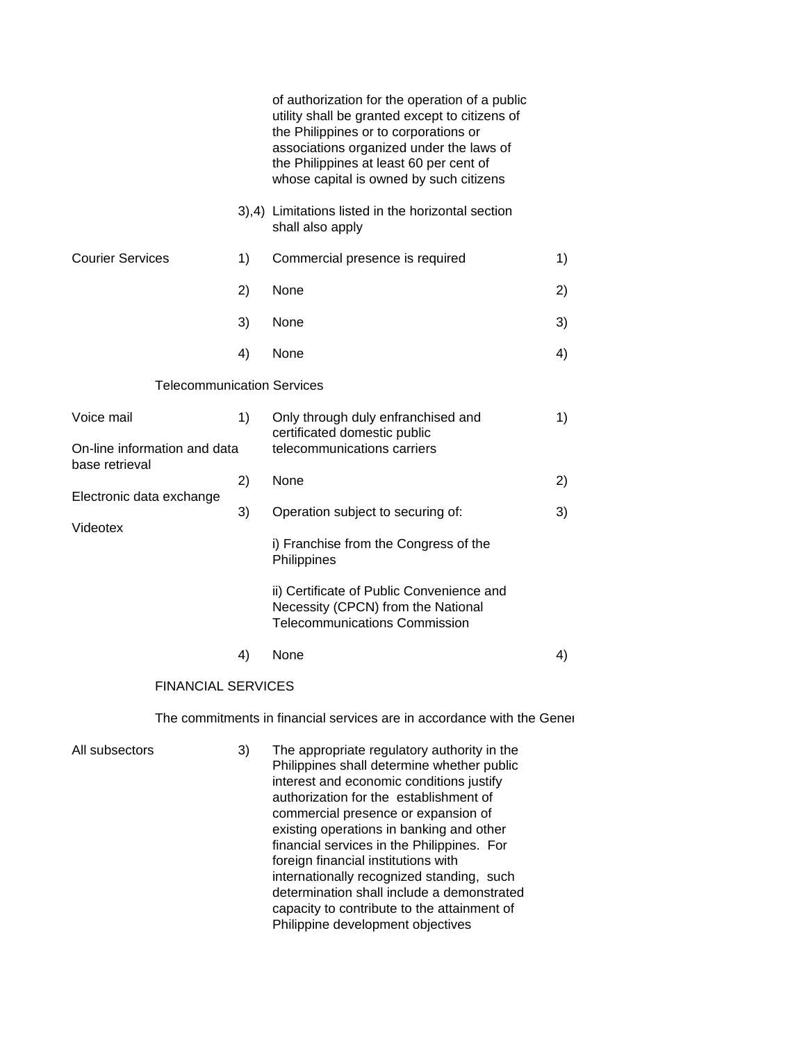| | | | | |
|---|---|---|---|---|
| | | of authorization for the operation of a public utility shall be granted except to citizens of the Philippines or to corporations or associations organized under the laws of the Philippines at least 60 per cent of whose capital is owned by such citizens | | |
| | 3),4) | Limitations listed in the horizontal section shall also apply | | |
| Courier Services | 1) | Commercial presence is required | 1) | |
| | 2) | None | 2) | |
| | 3) | None | 3) | |
| | 4) | None | 4) | |
| Telecommunication Services | | | | |
| Voice mail<br><br>On-line information and data base retrieval<br><br>Electronic data exchange<br><br>Videotex | 1) | Only through duly enfranchised and certificated domestic public telecommunications carriers | 1) | |
| | 2) | None | 2) | |
| | 3) | Operation subject to securing of:<br><br>i) Franchise from the Congress of the Philippines<br><br>ii) Certificate of Public Convenience and Necessity (CPCN) from the National Telecommunications Commission | 3) | |
| | 4) | None | 4) | |
| FINANCIAL SERVICES | | | | |
| The commitments in financial services are in accordance with the Gener | | | | |
| All subsectors | 3) | The appropriate regulatory authority in the Philippines shall determine whether public interest and economic conditions justify authorization for the establishment of commercial presence or expansion of existing operations in banking and other financial services in the Philippines. For foreign financial institutions with internationally recognized standing, such determination shall include a demonstrated capacity to contribute to the attainment of Philippine development objectives | | |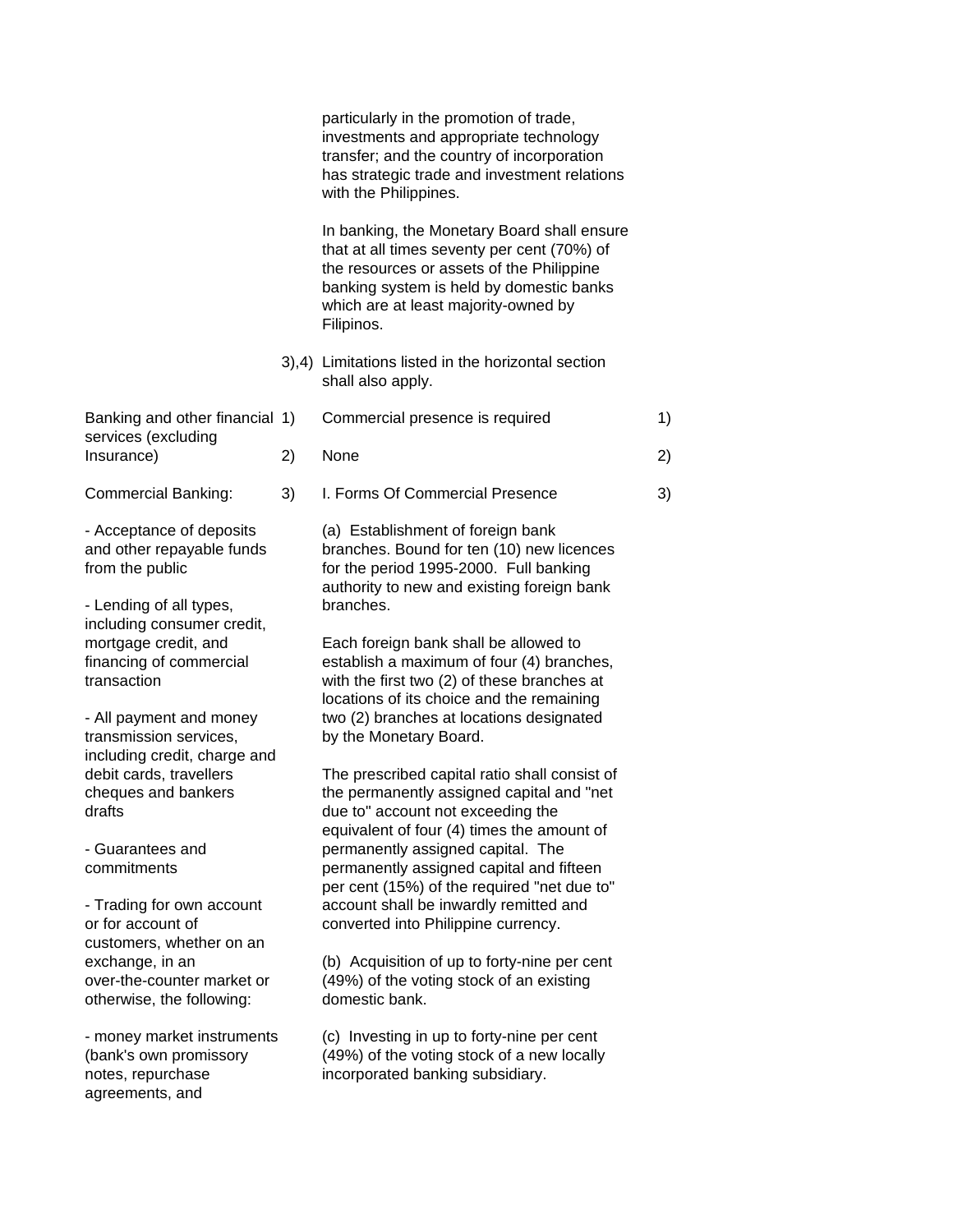| Sector or sub-sector | | Limitations on market access | | Limitations on national treatment |
|---|---|---|---|---|
| | | particularly in the promotion of trade, investments and appropriate technology transfer; and the country of incorporation has strategic trade and investment relations with the Philippines.<br><br>In banking, the Monetary Board shall ensure that at all times seventy per cent (70%) of the resources or assets of the Philippine banking system is held by domestic banks which are at least majority-owned by Filipinos. | | |
| | 3),4) | Limitations listed in the horizontal section shall also apply. | | |
| Banking and other financial services (excluding Insurance) | 1) | Commercial presence is required | 1) | |
| | 2) | None | 2) | |
| Commercial Banking:<br><br>- Acceptance of deposits and other repayable funds from the public<br><br>- Lending of all types, including consumer credit, mortgage credit, and financing of commercial transaction<br><br>- All payment and money transmission services, including credit, charge and debit cards, travellers cheques and bankers drafts<br><br>- Guarantees and commitments<br><br>- Trading for own account or for account of customers, whether on an exchange, in an over-the-counter market or otherwise, the following:<br><br>- money market instruments (bank's own promissory notes, repurchase agreements, and | 3) | I. Forms Of Commercial Presence<br><br>(a) Establishment of foreign bank branches. Bound for ten (10) new licences for the period 1995-2000. Full banking authority to new and existing foreign bank branches.<br><br>Each foreign bank shall be allowed to establish a maximum of four (4) branches, with the first two (2) of these branches at locations of its choice and the remaining two (2) branches at locations designated by the Monetary Board.<br><br>The prescribed capital ratio shall consist of the permanently assigned capital and "net due to" account not exceeding the equivalent of four (4) times the amount of permanently assigned capital. The permanently assigned capital and fifteen per cent (15%) of the required "net due to" account shall be inwardly remitted and converted into Philippine currency.<br><br>(b) Acquisition of up to forty-nine per cent (49%) of the voting stock of an existing domestic bank.<br><br>(c) Investing in up to forty-nine per cent (49%) of the voting stock of a new locally incorporated banking subsidiary. | 3) | |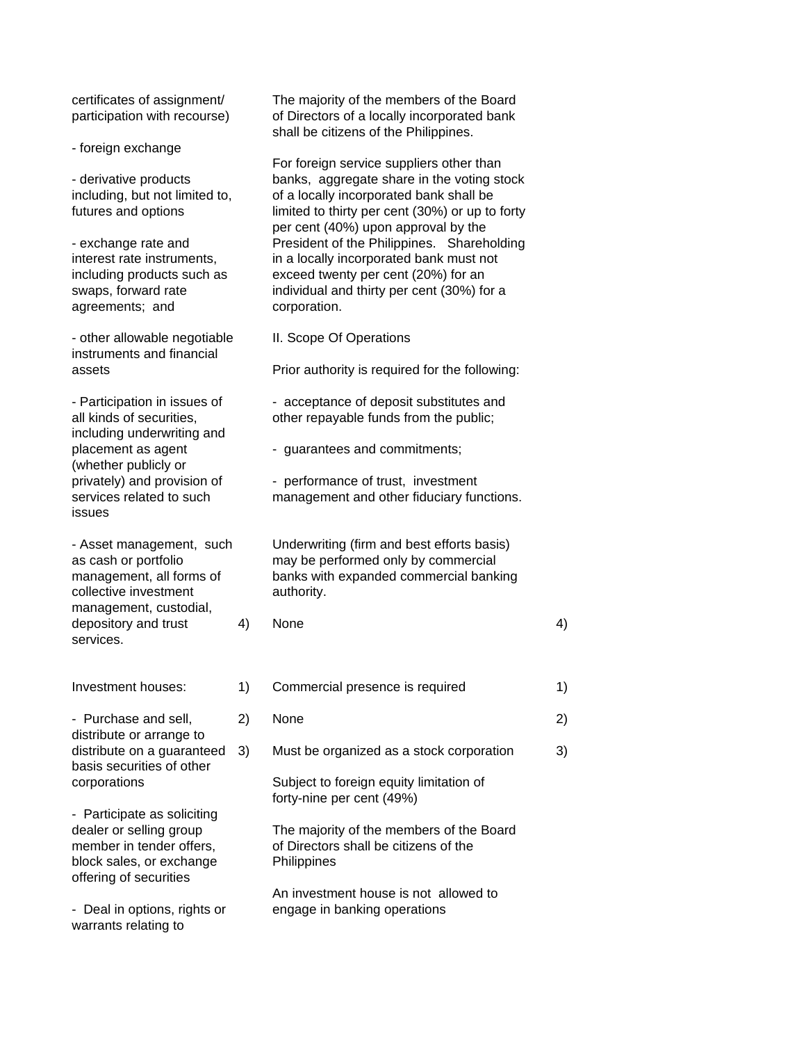| | | | | |
|---|---|---|---|---|
| certificates of assignment/ participation with recourse)<br><br>- foreign exchange<br><br>- derivative products including, but not limited to, futures and options<br><br>- exchange rate and interest rate instruments, including products such as swaps, forward rate agreements; and<br><br>- other allowable negotiable instruments and financial assets<br><br>- Participation in issues of all kinds of securities, including underwriting and placement as agent (whether publicly or privately) and provision of services related to such issues<br><br>- Asset management, such as cash or portfolio management, all forms of collective investment management, custodial, depository and trust services. | | The majority of the members of the Board of Directors of a locally incorporated bank shall be citizens of the Philippines.<br><br>For foreign service suppliers other than banks, aggregate share in the voting stock of a locally incorporated bank shall be limited to thirty per cent (30%) or up to forty per cent (40%) upon approval by the President of the Philippines. Shareholding in a locally incorporated bank must not exceed twenty per cent (20%) for an individual and thirty per cent (30%) for a corporation.<br><br>II. Scope Of Operations<br><br>Prior authority is required for the following:<br><br>- acceptance of deposit substitutes and other repayable funds from the public;<br><br>- guarantees and commitments;<br><br>- performance of trust, investment management and other fiduciary functions.<br><br>Underwriting (firm and best efforts basis) may be performed only by commercial banks with expanded commercial banking authority. | | |
| | 4) | None | 4) | |
| Investment houses: | 1) | Commercial presence is required | 1) | |
| - Purchase and sell, distribute or arrange to distribute on a guaranteed basis securities of other corporations | 2) | None | 2) | |
| | 3) | Must be organized as a stock corporation<br><br>Subject to foreign equity limitation of forty-nine per cent (49%)<br><br>The majority of the members of the Board of Directors shall be citizens of the Philippines<br><br>An investment house is not allowed to engage in banking operations | 3) | |
| - Participate as soliciting dealer or selling group member in tender offers, block sales, or exchange offering of securities<br><br>- Deal in options, rights or warrants relating to | | | | |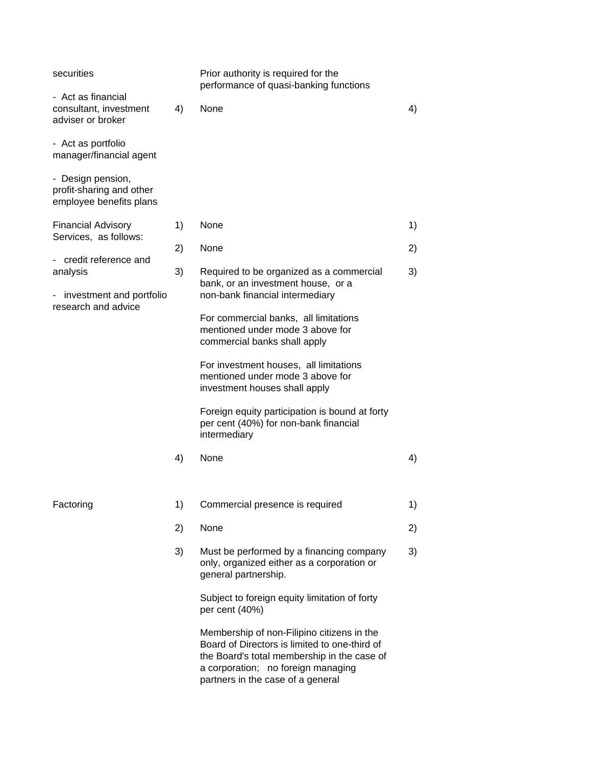| | | | |
|---|---|---|---|
| securities | | Prior authority is required for the performance of quasi-banking functions | |
| - Act as financial consultant, investment adviser or broker<br><br>- Act as portfolio manager/financial agent<br><br>- Design pension, profit-sharing and other employee benefits plans | 4) | None | 4) |
| Financial Advisory Services, as follows:<br><br>- credit reference and analysis<br><br>- investment and portfolio research and advice | 1) | None | 1) |
| | 2) | None | 2) |
| | 3) | Required to be organized as a commercial bank, or an investment house, or a non-bank financial intermediary<br><br>For commercial banks, all limitations mentioned under mode 3 above for commercial banks shall apply<br><br>For investment houses, all limitations mentioned under mode 3 above for investment houses shall apply<br><br>Foreign equity participation is bound at forty per cent (40%) for non-bank financial intermediary | 3) |
| | 4) | None | 4) |
| Factoring | 1) | Commercial presence is required | 1) |
| | 2) | None | 2) |
| | 3) | Must be performed by a financing company only, organized either as a corporation or general partnership.<br><br>Subject to foreign equity limitation of forty per cent (40%)<br><br>Membership of non-Filipino citizens in the Board of Directors is limited to one-third of the Board's total membership in the case of a corporation; no foreign managing partners in the case of a general | 3) |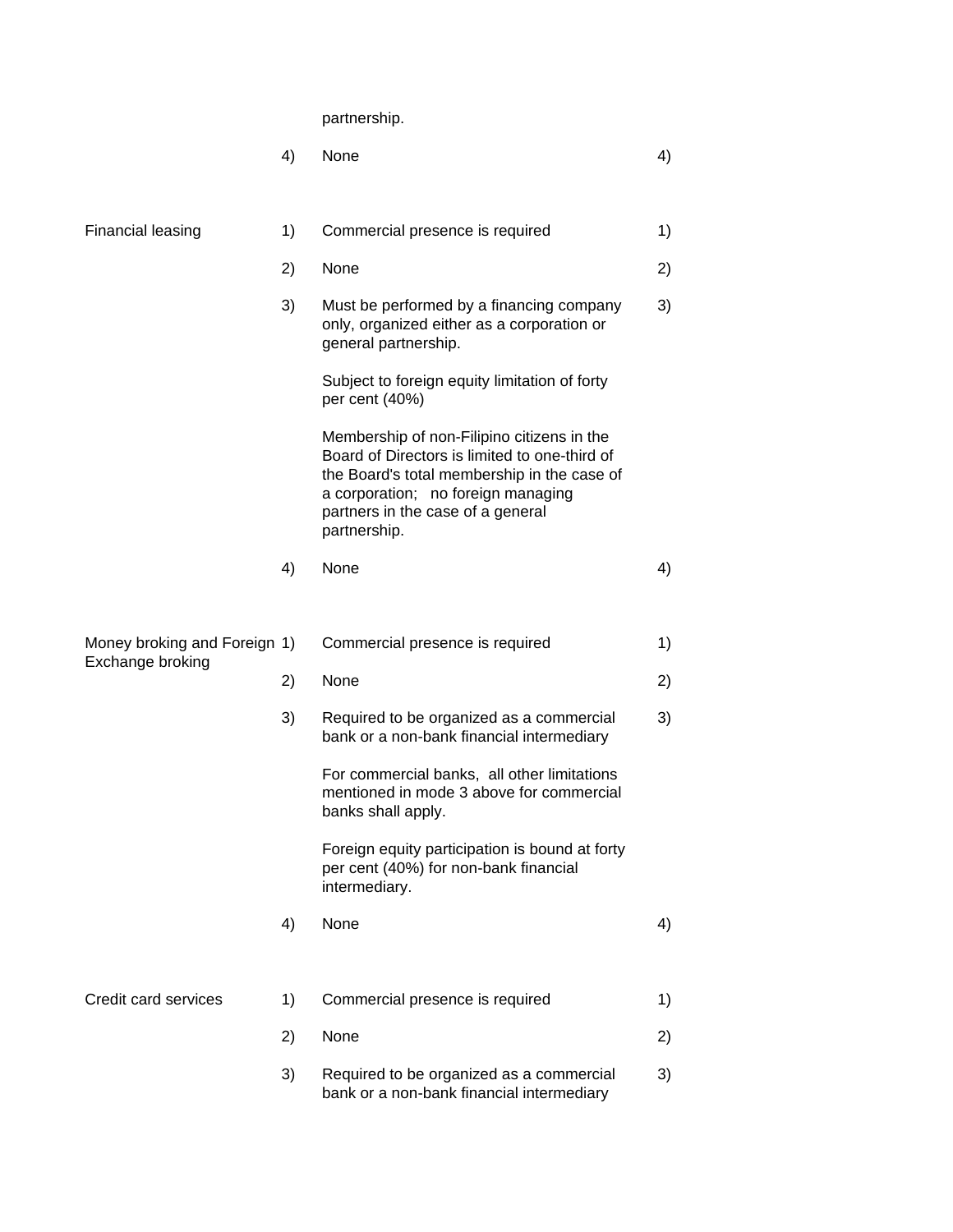| Sector | | Limitations on market access | | Limitations on national treatment |
|---|---|---|---|---|
| | | partnership. | | |
| | 4) | None | 4) | |
| Financial leasing | 1) | Commercial presence is required | 1) | |
| | 2) | None | 2) | |
| | 3) | Must be performed by a financing company only, organized either as a corporation or general partnership.<br><br>Subject to foreign equity limitation of forty per cent (40%)<br><br>Membership of non-Filipino citizens in the Board of Directors is limited to one-third of the Board's total membership in the case of a corporation; no foreign managing partners in the case of a general partnership. | 3) | |
| | 4) | None | 4) | |
| Money broking and Foreign Exchange broking | 1) | Commercial presence is required | 1) | |
| | 2) | None | 2) | |
| | 3) | Required to be organized as a commercial bank or a non-bank financial intermediary<br><br>For commercial banks, all other limitations mentioned in mode 3 above for commercial banks shall apply.<br><br>Foreign equity participation is bound at forty per cent (40%) for non-bank financial intermediary. | 3) | |
| | 4) | None | 4) | |
| Credit card services | 1) | Commercial presence is required | 1) | |
| | 2) | None | 2) | |
| | 3) | Required to be organized as a commercial bank or a non-bank financial intermediary | 3) | |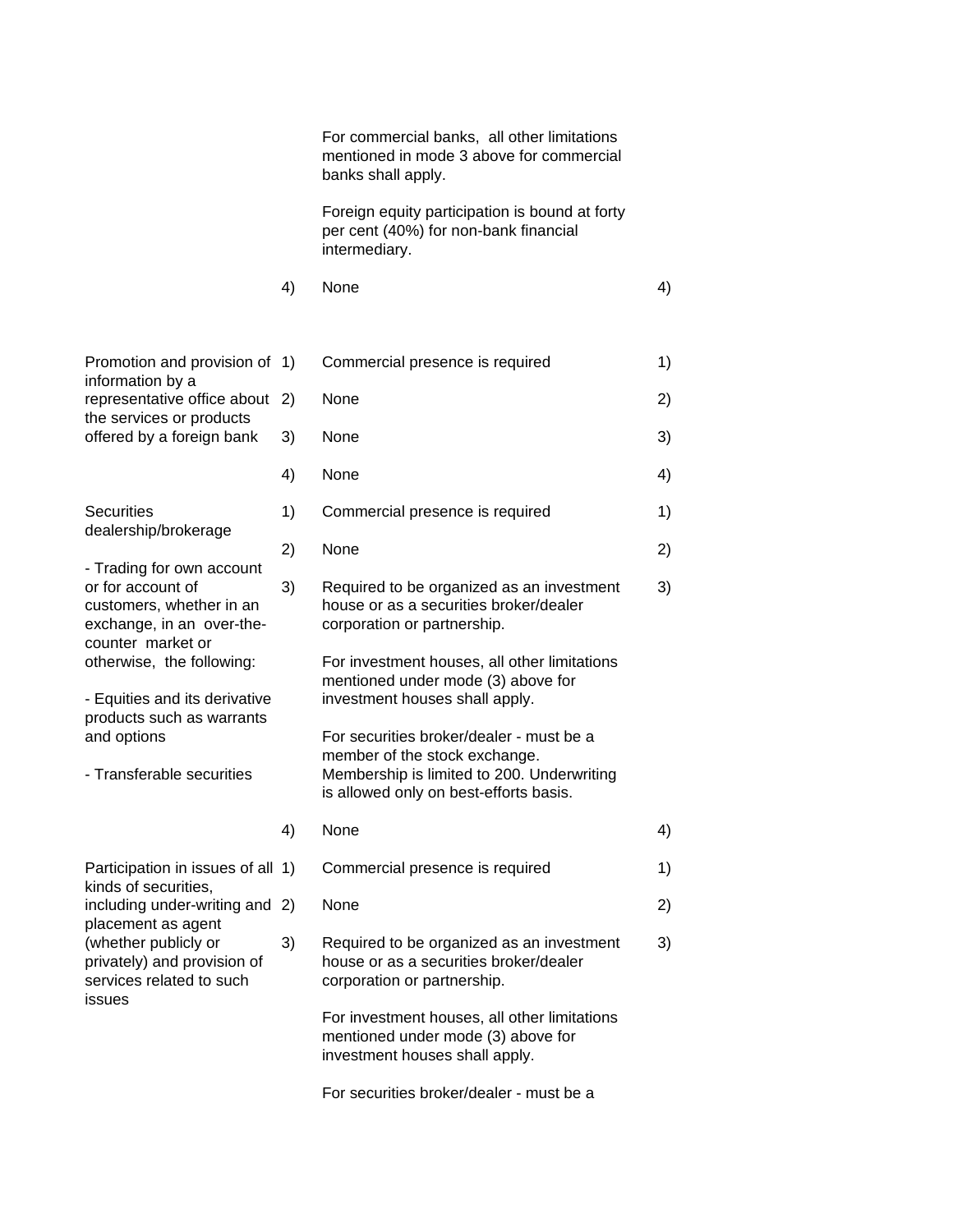| | | | |
|---|---|---|---|
| | | For commercial banks, all other limitations mentioned in mode 3 above for commercial banks shall apply.<br><br>Foreign equity participation is bound at forty per cent (40%) for non-bank financial intermediary. | |
| | 4) | None | 4) |
| Promotion and provision of information by a representative office about the services or products offered by a foreign bank | 1) | Commercial presence is required | 1) |
| | 2) | None | 2) |
| | 3) | None | 3) |
| | 4) | None | 4) |
| Securities dealership/brokerage<br><br>- Trading for own account or for account of customers, whether in an exchange, in an over-the-counter market or otherwise, the following:<br><br>- Equities and its derivative products such as warrants and options<br><br>- Transferable securities | 1) | Commercial presence is required | 1) |
| | 2) | None | 2) |
| | 3) | Required to be organized as an investment house or as a securities broker/dealer corporation or partnership.<br><br>For investment houses, all other limitations mentioned under mode (3) above for investment houses shall apply.<br><br>For securities broker/dealer - must be a member of the stock exchange. Membership is limited to 200. Underwriting is allowed only on best-efforts basis. | 3) |
| | 4) | None | 4) |
| Participation in issues of all kinds of securities, including under-writing and placement as agent (whether publicly or privately) and provision of services related to such issues | 1) | Commercial presence is required | 1) |
| | 2) | None | 2) |
| | 3) | Required to be organized as an investment house or as a securities broker/dealer corporation or partnership.<br><br>For investment houses, all other limitations mentioned under mode (3) above for investment houses shall apply.<br><br>For securities broker/dealer - must be a | 3) |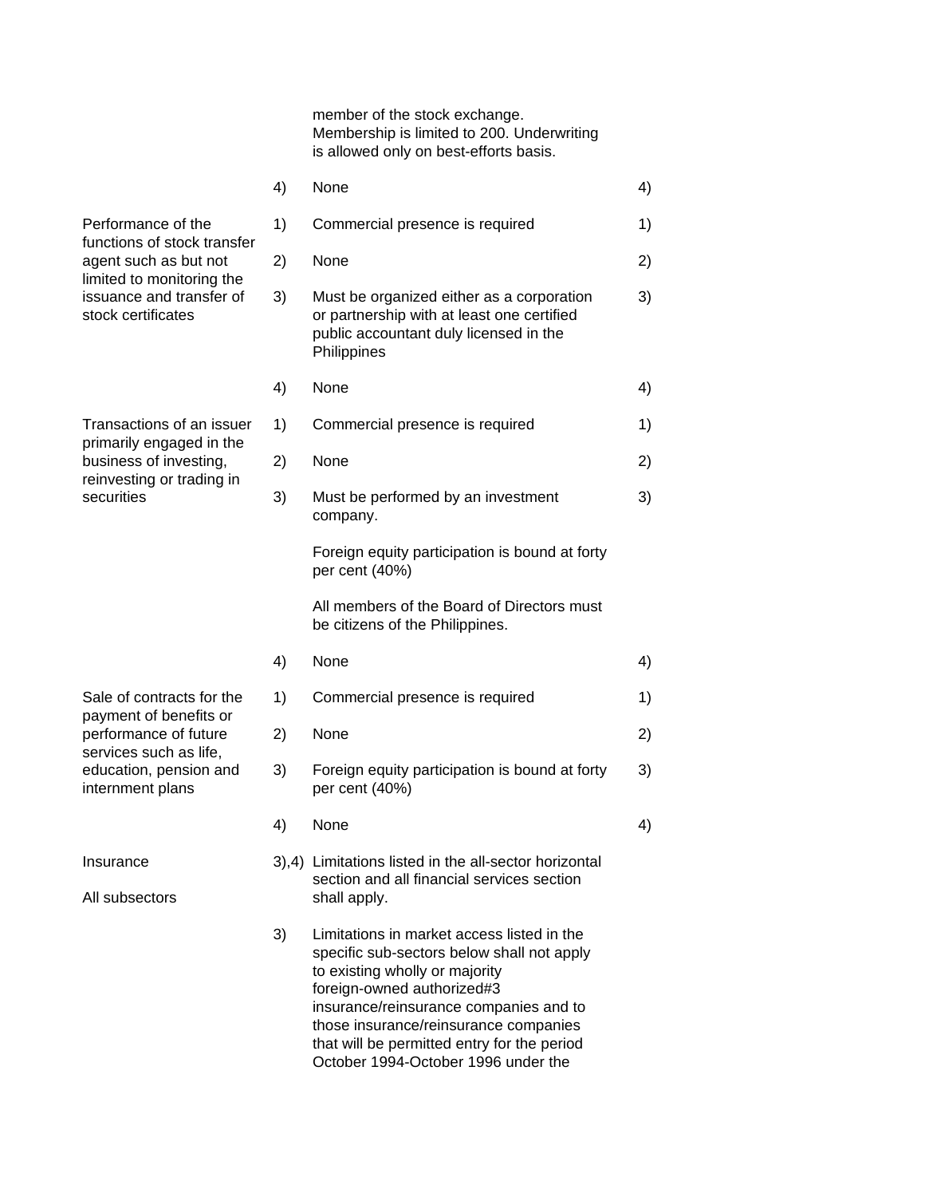| Sector or sub-sector | | Limitations on market access | | Limitations on national treatment |
|---|---|---|---|---|
| | | member of the stock exchange. Membership is limited to 200. Underwriting is allowed only on best-efforts basis. | | |
| | 4) | None | 4) | |
| Performance of the functions of stock transfer agent such as but not limited to monitoring the issuance and transfer of stock certificates | 1) | Commercial presence is required | 1) | |
| | 2) | None | 2) | |
| | 3) | Must be organized either as a corporation or partnership with at least one certified public accountant duly licensed in the Philippines | 3) | |
| | 4) | None | 4) | |
| Transactions of an issuer primarily engaged in the business of investing, reinvesting or trading in securities | 1) | Commercial presence is required | 1) | |
| | 2) | None | 2) | |
| | 3) | Must be performed by an investment company.<br><br>Foreign equity participation is bound at forty per cent (40%)<br><br>All members of the Board of Directors must be citizens of the Philippines. | 3) | |
| | 4) | None | 4) | |
| Sale of contracts for the payment of benefits or performance of future services such as life, education, pension and internment plans | 1) | Commercial presence is required | 1) | |
| | 2) | None | 2) | |
| | 3) | Foreign equity participation is bound at forty per cent (40%) | 3) | |
| | 4) | None | 4) | |
| Insurance<br><br>All subsectors | 3),4) | Limitations listed in the all-sector horizontal section and all financial services section shall apply. | | |
| | 3) | Limitations in market access listed in the specific sub-sectors below shall not apply to existing wholly or majority foreign-owned authorized#3 insurance/reinsurance companies and to those insurance/reinsurance companies that will be permitted entry for the period October 1994-October 1996 under the | | |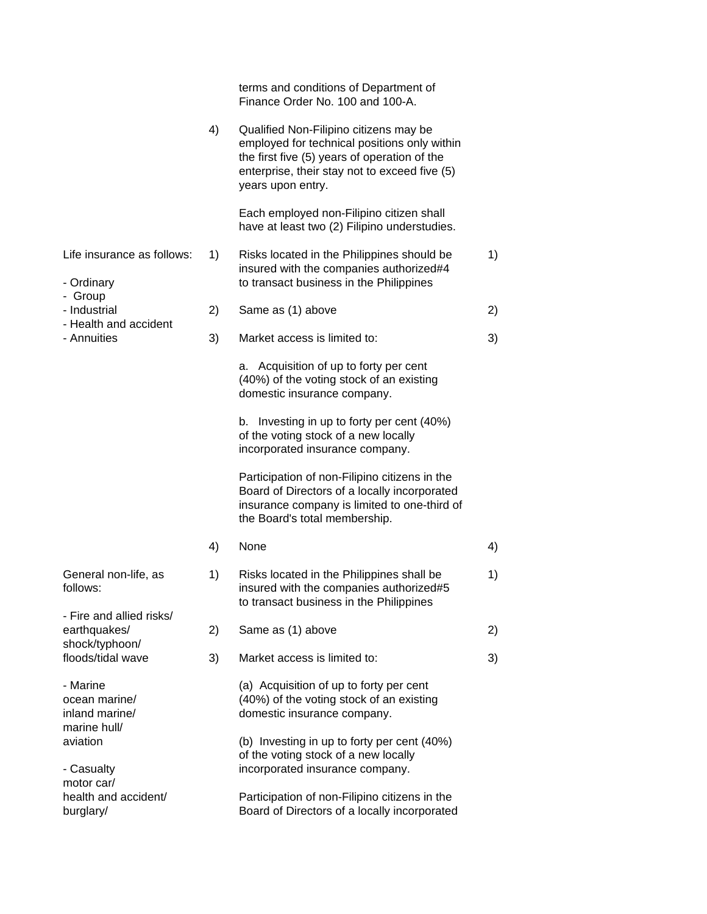| | | | |
|---|---|---|---|
| | | terms and conditions of Department of Finance Order No. 100 and 100-A. | |
| | 4) | Qualified Non-Filipino citizens may be employed for technical positions only within the first five (5) years of operation of the enterprise, their stay not to exceed five (5) years upon entry.<br><br>Each employed non-Filipino citizen shall have at least two (2) Filipino understudies. | |
| Life insurance as follows:<br><br>- Ordinary<br>- Group<br>- Industrial<br>- Health and accident<br>- Annuities | 1) | Risks located in the Philippines should be insured with the companies authorized#4 to transact business in the Philippines | 1) |
| | 2) | Same as (1) above | 2) |
| | 3) | Market access is limited to:<br><br>a. Acquisition of up to forty per cent (40%) of the voting stock of an existing domestic insurance company.<br><br>b. Investing in up to forty per cent (40%) of the voting stock of a new locally incorporated insurance company.<br><br>Participation of non-Filipino citizens in the Board of Directors of a locally incorporated insurance company is limited to one-third of the Board's total membership. | 3) |
| | 4) | None | 4) |
| General non-life, as follows:<br><br>- Fire and allied risks/ earthquakes/ shock/typhoon/ floods/tidal wave<br><br>- Marine ocean marine/ inland marine/ marine hull/ aviation<br><br>- Casualty motor car/ health and accident/ burglary/ | 1) | Risks located in the Philippines shall be insured with the companies authorized#5 to transact business in the Philippines | 1) |
| | 2) | Same as (1) above | 2) |
| | 3) | Market access is limited to:<br><br>(a) Acquisition of up to forty per cent (40%) of the voting stock of an existing domestic insurance company.<br><br>(b) Investing in up to forty per cent (40%) of the voting stock of a new locally incorporated insurance company.<br><br>Participation of non-Filipino citizens in the Board of Directors of a locally incorporated | 3) |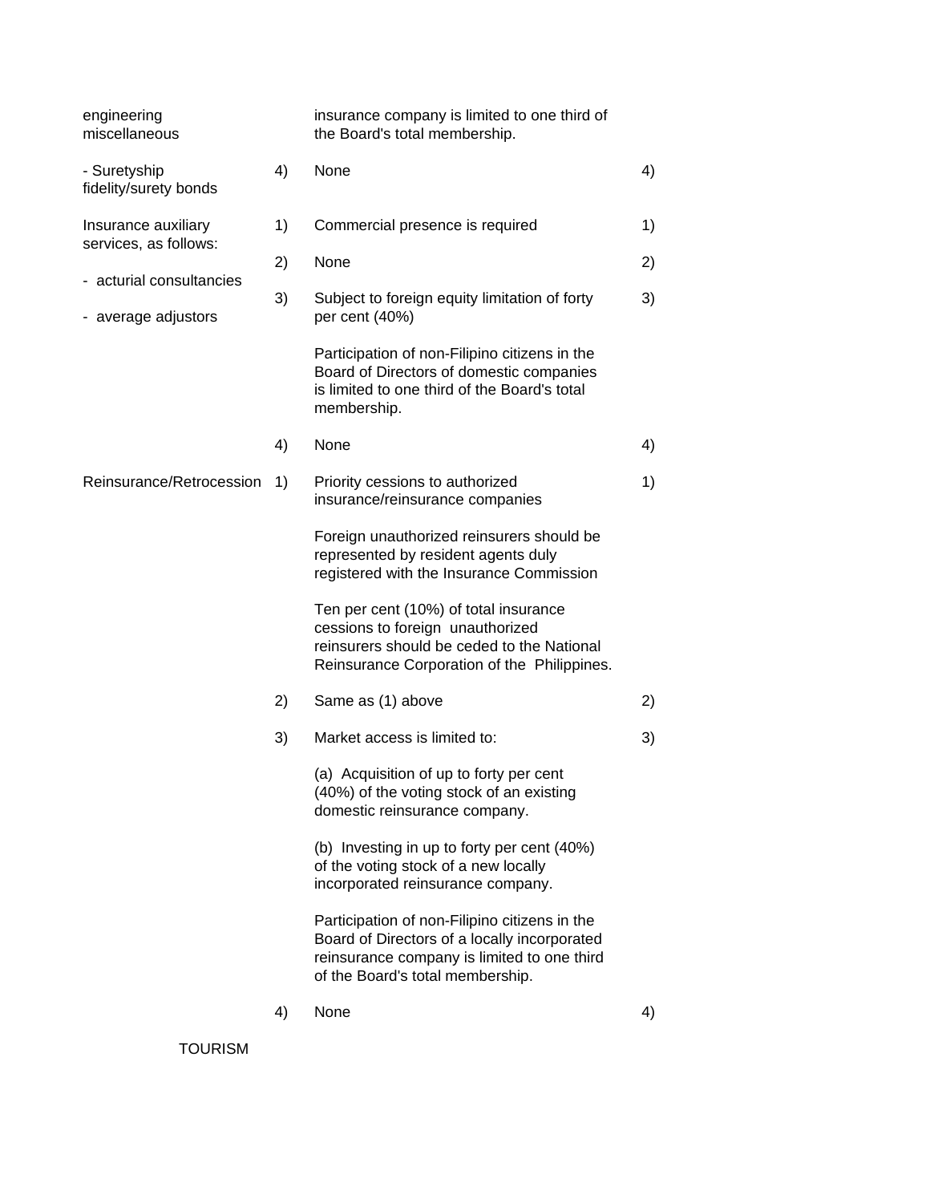| | | | | |
|---|---|---|---|---|
| engineering<br>miscellaneous | | insurance company is limited to one third of the Board's total membership. | | |
| - Suretyship<br>fidelity/surety bonds | 4) | None | 4) | |
| Insurance auxiliary services, as follows:<br><br>- acturial consultancies<br><br>- average adjustors | 1) | Commercial presence is required | 1) | |
| | 2) | None | 2) | |
| | 3) | Subject to foreign equity limitation of forty per cent (40%)<br><br>Participation of non-Filipino citizens in the Board of Directors of domestic companies is limited to one third of the Board's total membership. | 3) | |
| | 4) | None | 4) | |
| Reinsurance/Retrocession | 1) | Priority cessions to authorized insurance/reinsurance companies<br><br>Foreign unauthorized reinsurers should be represented by resident agents duly registered with the Insurance Commission<br><br>Ten per cent (10%) of total insurance cessions to foreign unauthorized reinsurers should be ceded to the National Reinsurance Corporation of the Philippines. | 1) | |
| | 2) | Same as (1) above | 2) | |
| | 3) | Market access is limited to:<br><br>(a) Acquisition of up to forty per cent (40%) of the voting stock of an existing domestic reinsurance company.<br><br>(b) Investing in up to forty per cent (40%) of the voting stock of a new locally incorporated reinsurance company.<br><br>Participation of non-Filipino citizens in the Board of Directors of a locally incorporated reinsurance company is limited to one third of the Board's total membership. | 3) | |
| | 4) | None | 4) | |

TOURISM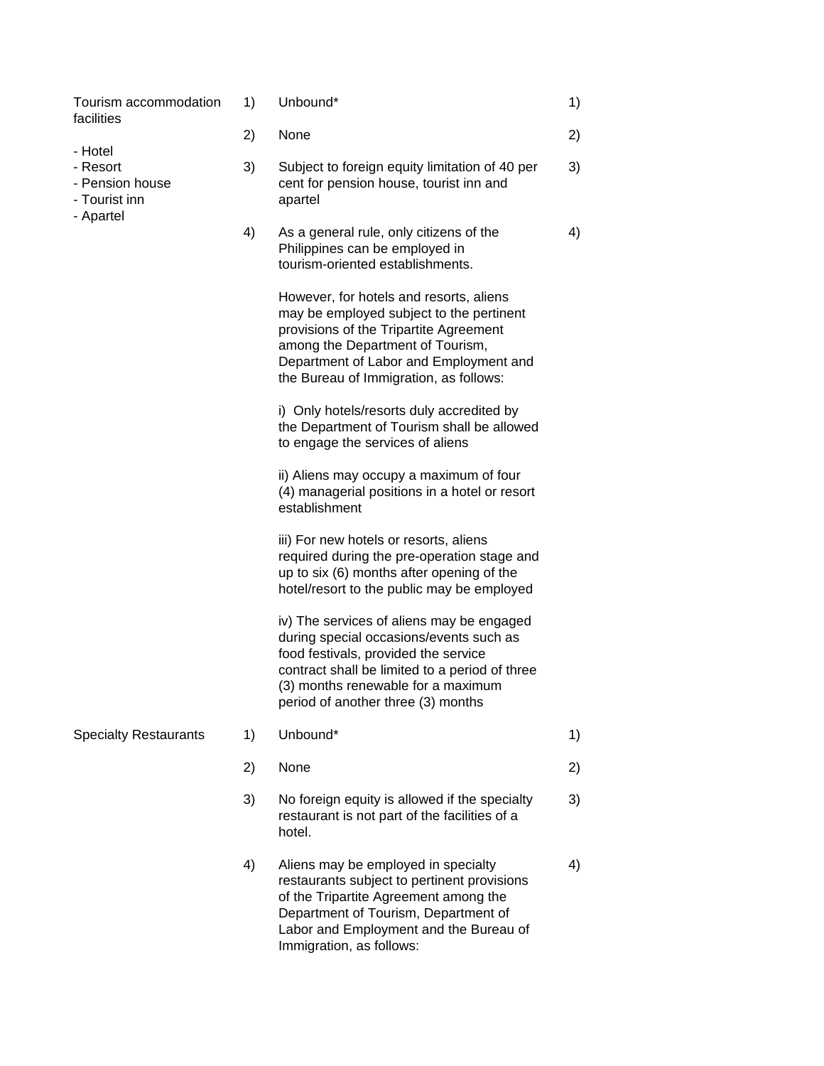| | | | |
|---|---|---|---|
| Tourism accommodation facilities<br><br>- Hotel<br>- Resort<br>- Pension house<br>- Tourist inn<br>- Apartel | 1) | Unbound* | 1) |
| | 2) | None | 2) |
| | 3) | Subject to foreign equity limitation of 40 per cent for pension house, tourist inn and apartel | 3) |
| | 4) | As a general rule, only citizens of the Philippines can be employed in tourism-oriented establishments.<br><br>However, for hotels and resorts, aliens may be employed subject to the pertinent provisions of the Tripartite Agreement among the Department of Tourism, Department of Labor and Employment and the Bureau of Immigration, as follows:<br><br>i) Only hotels/resorts duly accredited by the Department of Tourism shall be allowed to engage the services of aliens<br><br>ii) Aliens may occupy a maximum of four (4) managerial positions in a hotel or resort establishment<br><br>iii) For new hotels or resorts, aliens required during the pre-operation stage and up to six (6) months after opening of the hotel/resort to the public may be employed<br><br>iv) The services of aliens may be engaged during special occasions/events such as food festivals, provided the service contract shall be limited to a period of three (3) months renewable for a maximum period of another three (3) months | 4) |
| Specialty Restaurants | 1) | Unbound* | 1) |
| | 2) | None | 2) |
| | 3) | No foreign equity is allowed if the specialty restaurant is not part of the facilities of a hotel. | 3) |
| | 4) | Aliens may be employed in specialty restaurants subject to pertinent provisions of the Tripartite Agreement among the Department of Tourism, Department of Labor and Employment and the Bureau of Immigration, as follows: | 4) |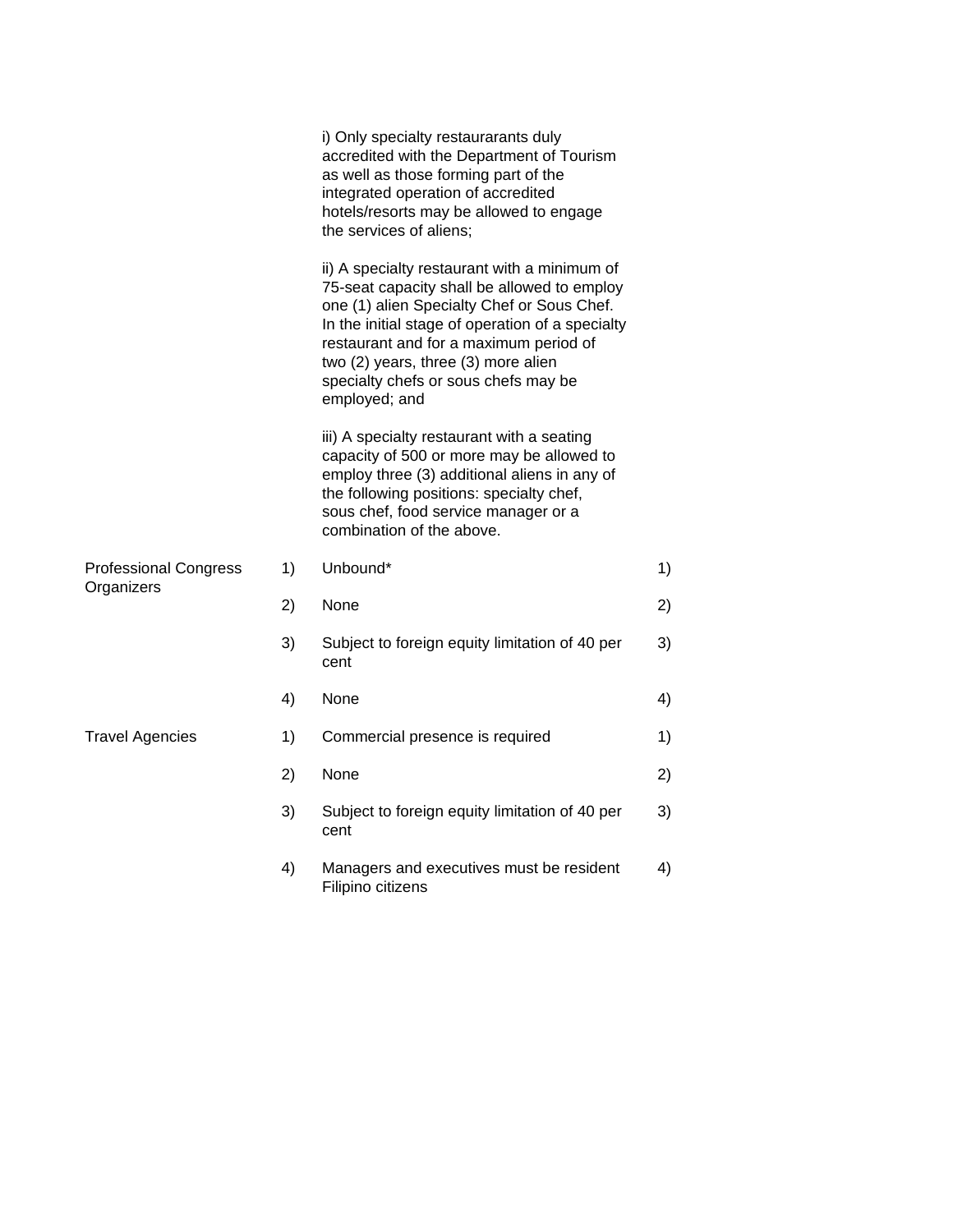| | | | |
|---|---|---|---|
| | | i) Only specialty restaurarants duly accredited with the Department of Tourism as well as those forming part of the integrated operation of accredited hotels/resorts may be allowed to engage the services of aliens;<br><br>ii) A specialty restaurant with a minimum of 75-seat capacity shall be allowed to employ one (1) alien Specialty Chef or Sous Chef. In the initial stage of operation of a specialty restaurant and for a maximum period of two (2) years, three (3) more alien specialty chefs or sous chefs may be employed; and<br><br>iii) A specialty restaurant with a seating capacity of 500 or more may be allowed to employ three (3) additional aliens in any of the following positions: specialty chef, sous chef, food service manager or a combination of the above. | |
| Professional Congress Organizers | 1) | Unbound* | 1) |
| | 2) | None | 2) |
| | 3) | Subject to foreign equity limitation of 40 per cent | 3) |
| | 4) | None | 4) |
| Travel Agencies | 1) | Commercial presence is required | 1) |
| | 2) | None | 2) |
| | 3) | Subject to foreign equity limitation of 40 per cent | 3) |
| | 4) | Managers and executives must be resident Filipino citizens | 4) |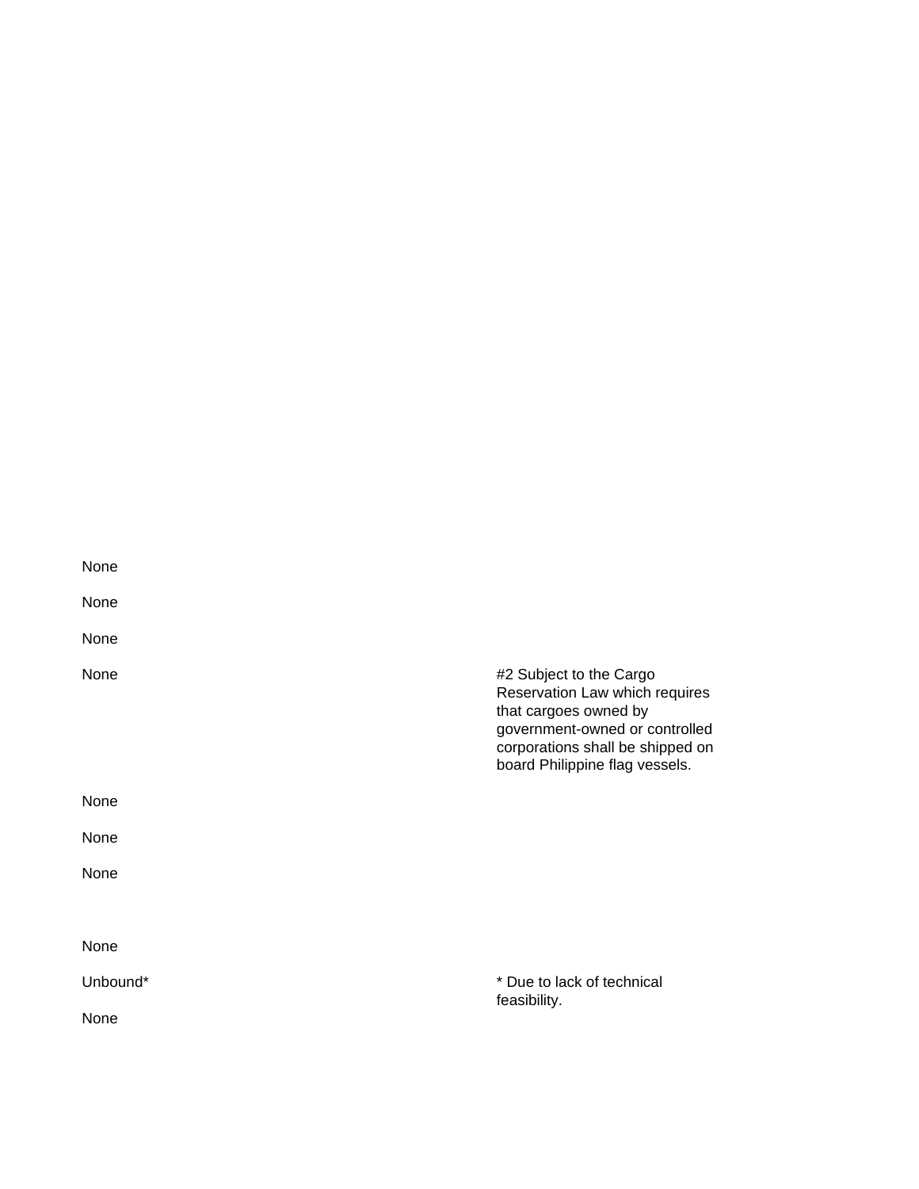| | |
|---|---|
| None | |
| None | |
| None | |
| None | #2 Subject to the Cargo Reservation Law which requires that cargoes owned by government-owned or controlled corporations shall be shipped on board Philippine flag vessels. |
| None | |
| None | |
| None | |
| | |
| None | |
| Unbound* | * Due to lack of technical feasibility. |
| None | |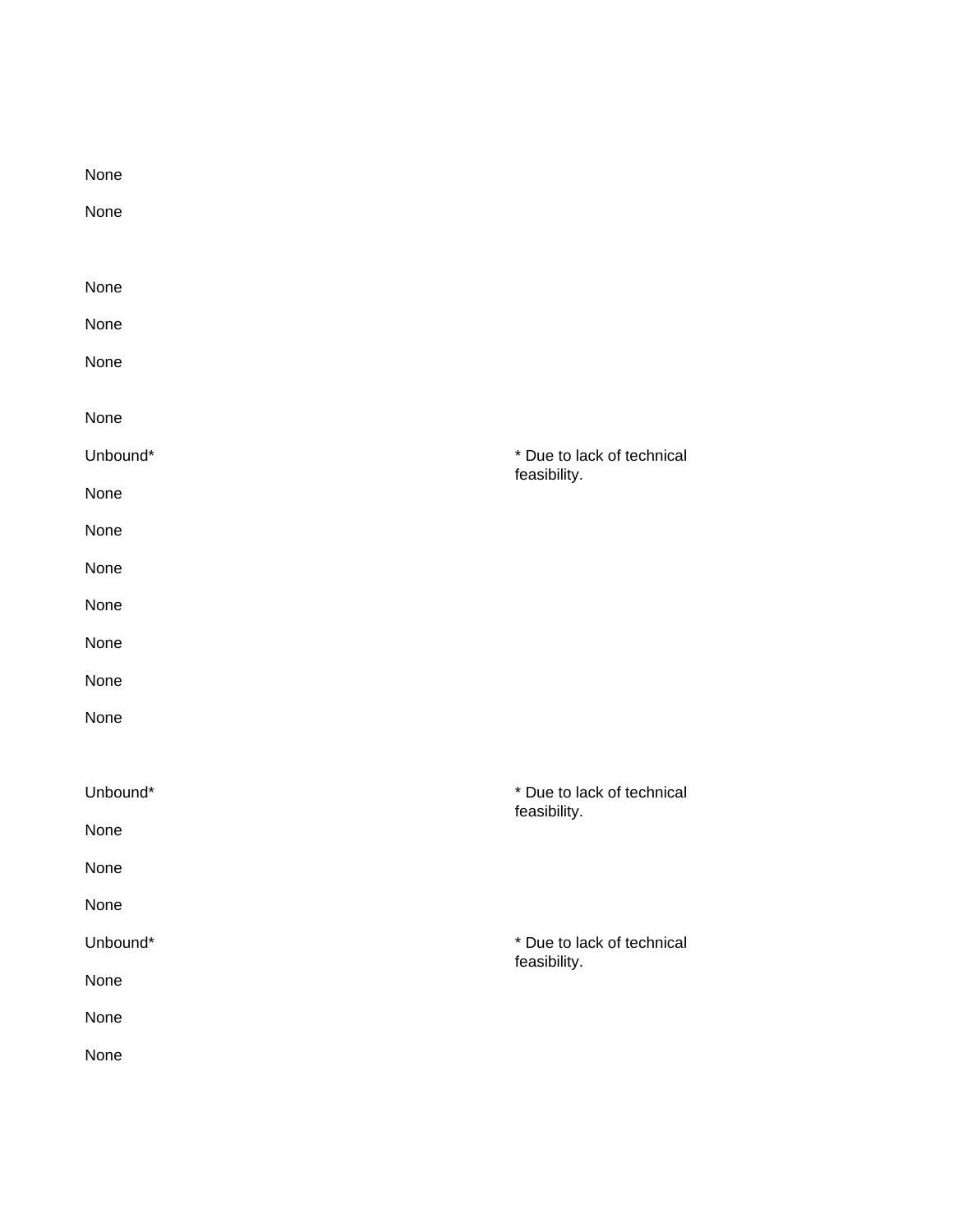| | |
|---|---|
| None | |
| None | |
| | |
| None | |
| None | |
| None | |
| | |
| None | |
| Unbound* | * Due to lack of technical feasibility. |
| None | |
| None | |
| None | |
| None | |
| None | |
| None | |
| None | |
| | |
| Unbound* | * Due to lack of technical feasibility. |
| None | |
| None | |
| None | |
| Unbound* | * Due to lack of technical feasibility. |
| None | |
| None | |
| None | |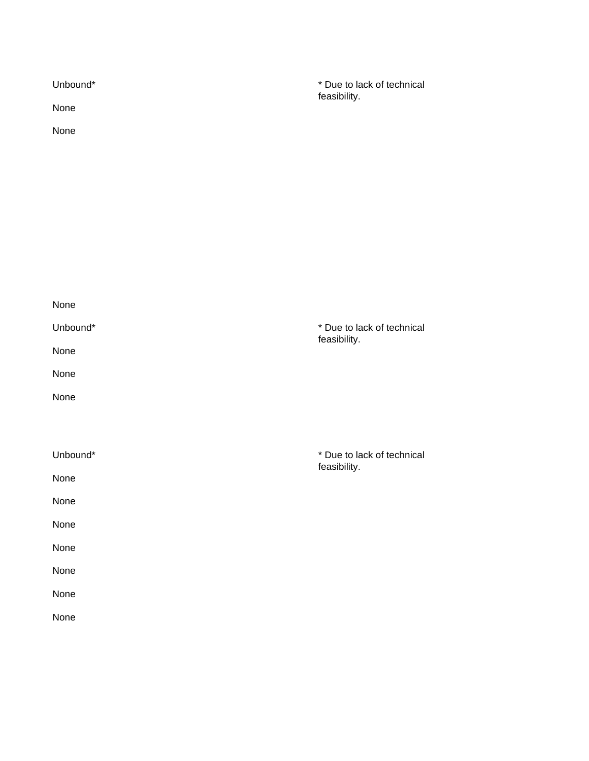Unbound* * Due to lack of technical feasibility.

None

None

None

Unbound* * Due to lack of technical feasibility.

None

None

None

Unbound* * Due to lack of technical feasibility.

None

None

None

None

None

None

None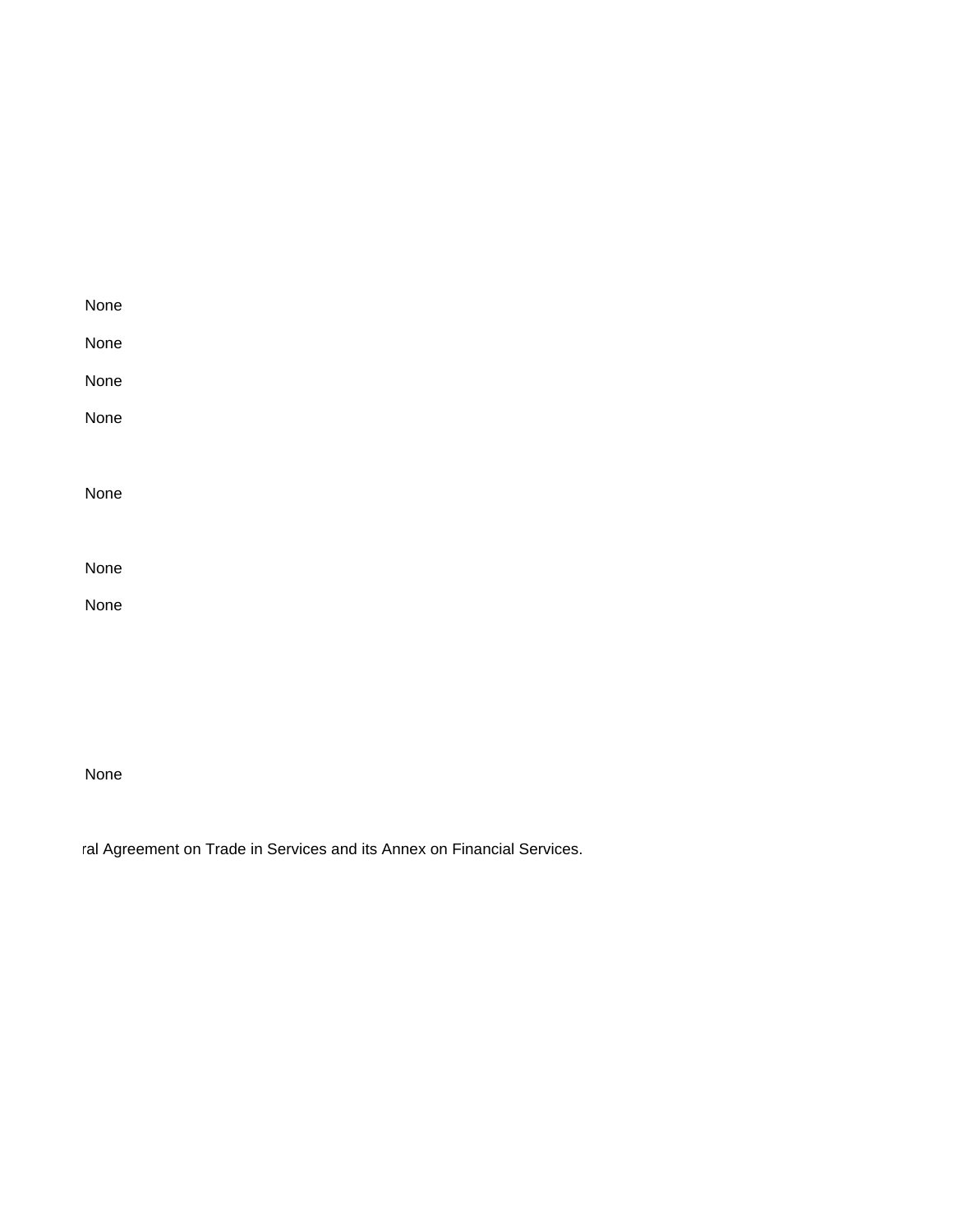None

None

None

None

None

None

None

None

ral Agreement on Trade in Services and its Annex on Financial Services.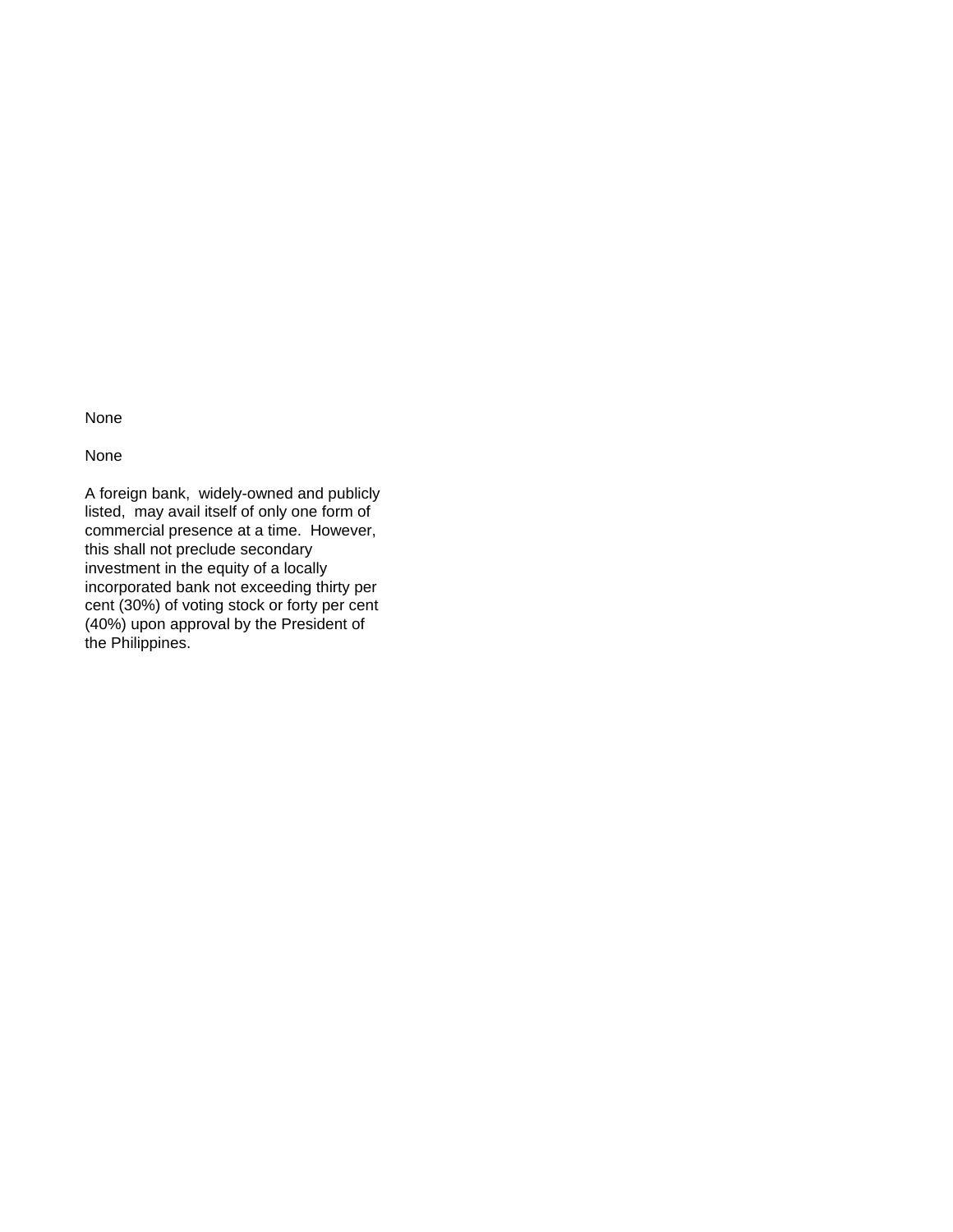None

None

A foreign bank, widely-owned and publicly listed, may avail itself of only one form of commercial presence at a time. However, this shall not preclude secondary investment in the equity of a locally incorporated bank not exceeding thirty per cent (30%) of voting stock or forty per cent (40%) upon approval by the President of the Philippines.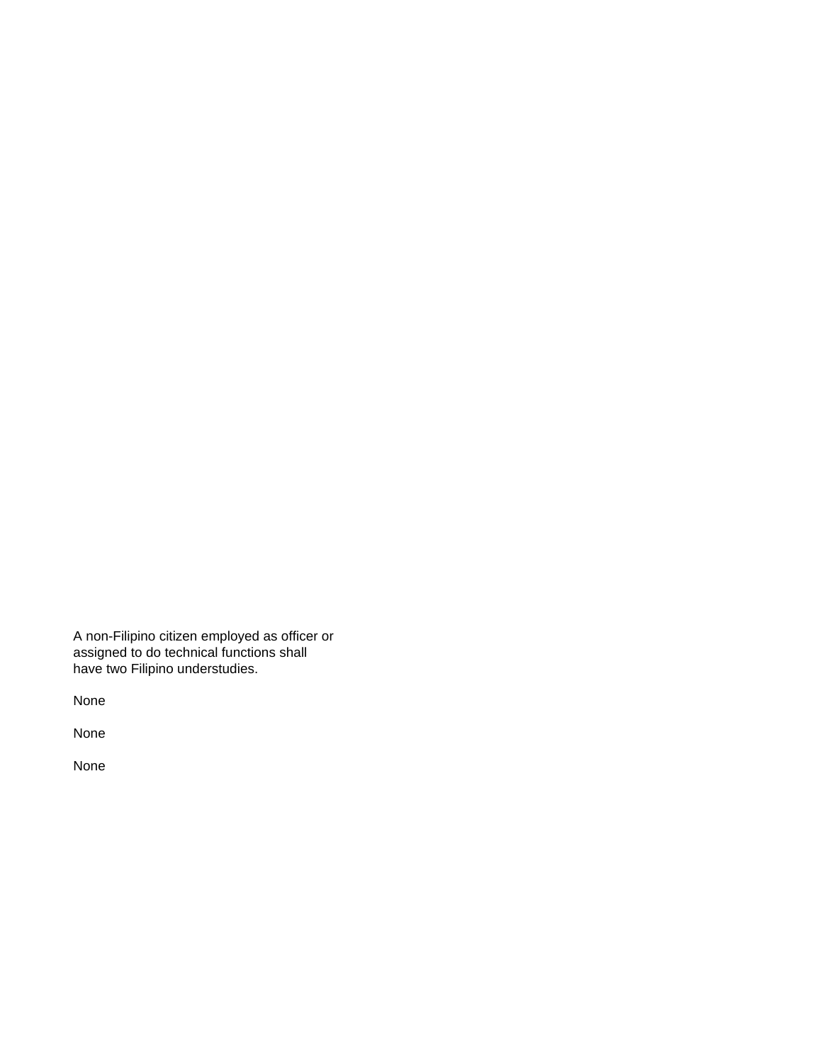A non-Filipino citizen employed as officer or assigned to do technical functions shall have two Filipino understudies.

None

None

None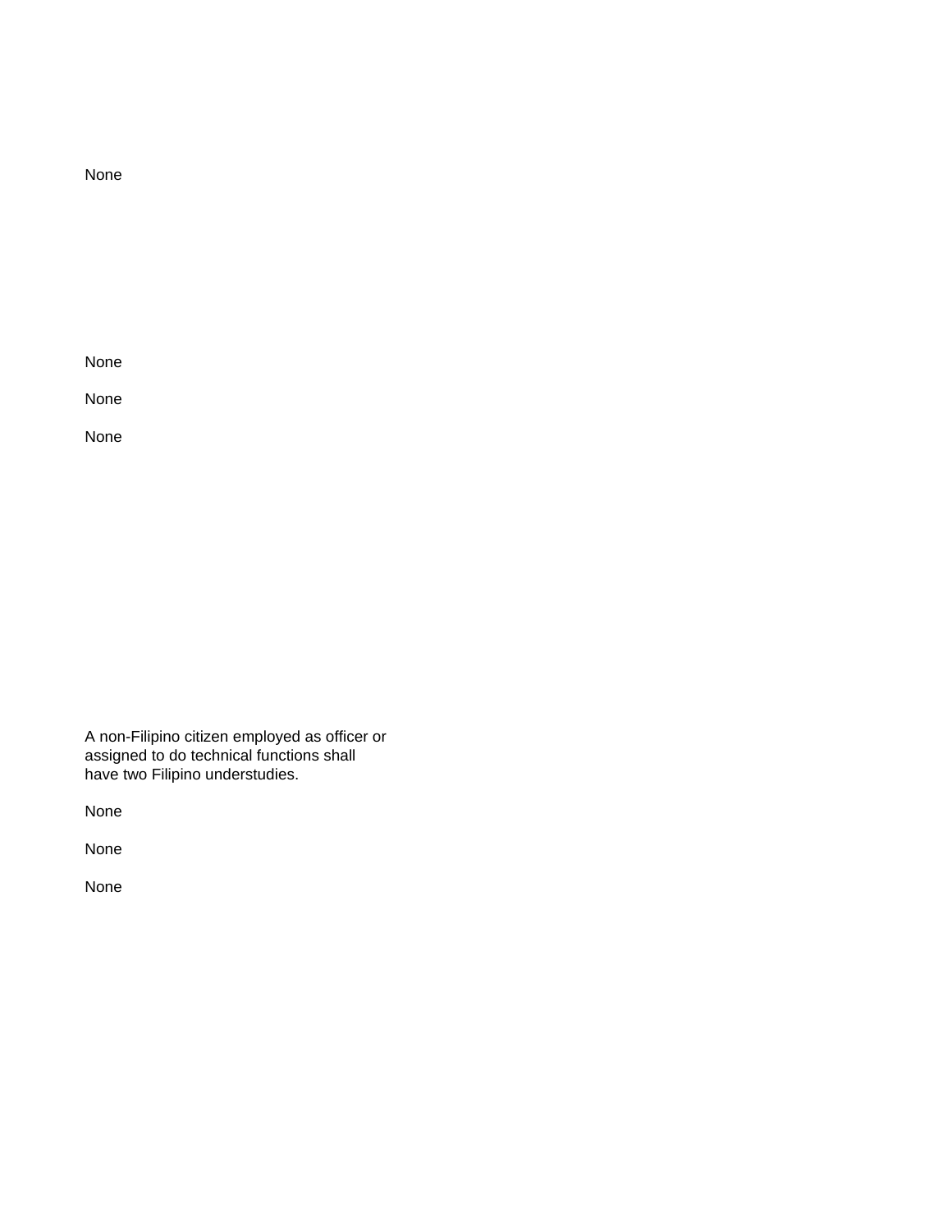None

None

None

None

A non-Filipino citizen employed as officer or assigned to do technical functions shall have two Filipino understudies.

None

None

None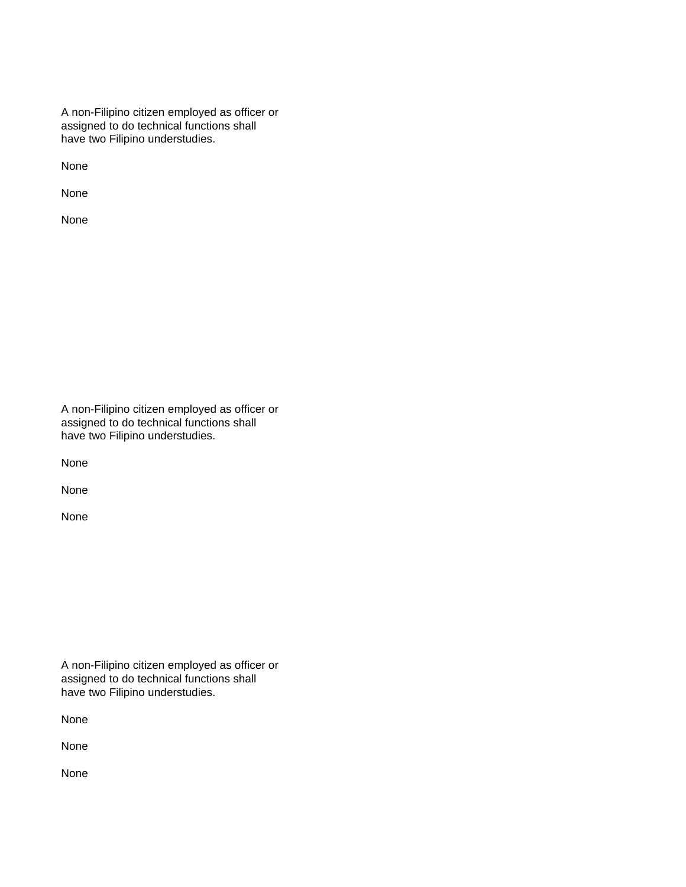A non-Filipino citizen employed as officer or assigned to do technical functions shall have two Filipino understudies.

None

None

None

A non-Filipino citizen employed as officer or assigned to do technical functions shall have two Filipino understudies.

None

None

None

A non-Filipino citizen employed as officer or assigned to do technical functions shall have two Filipino understudies.

None

None

None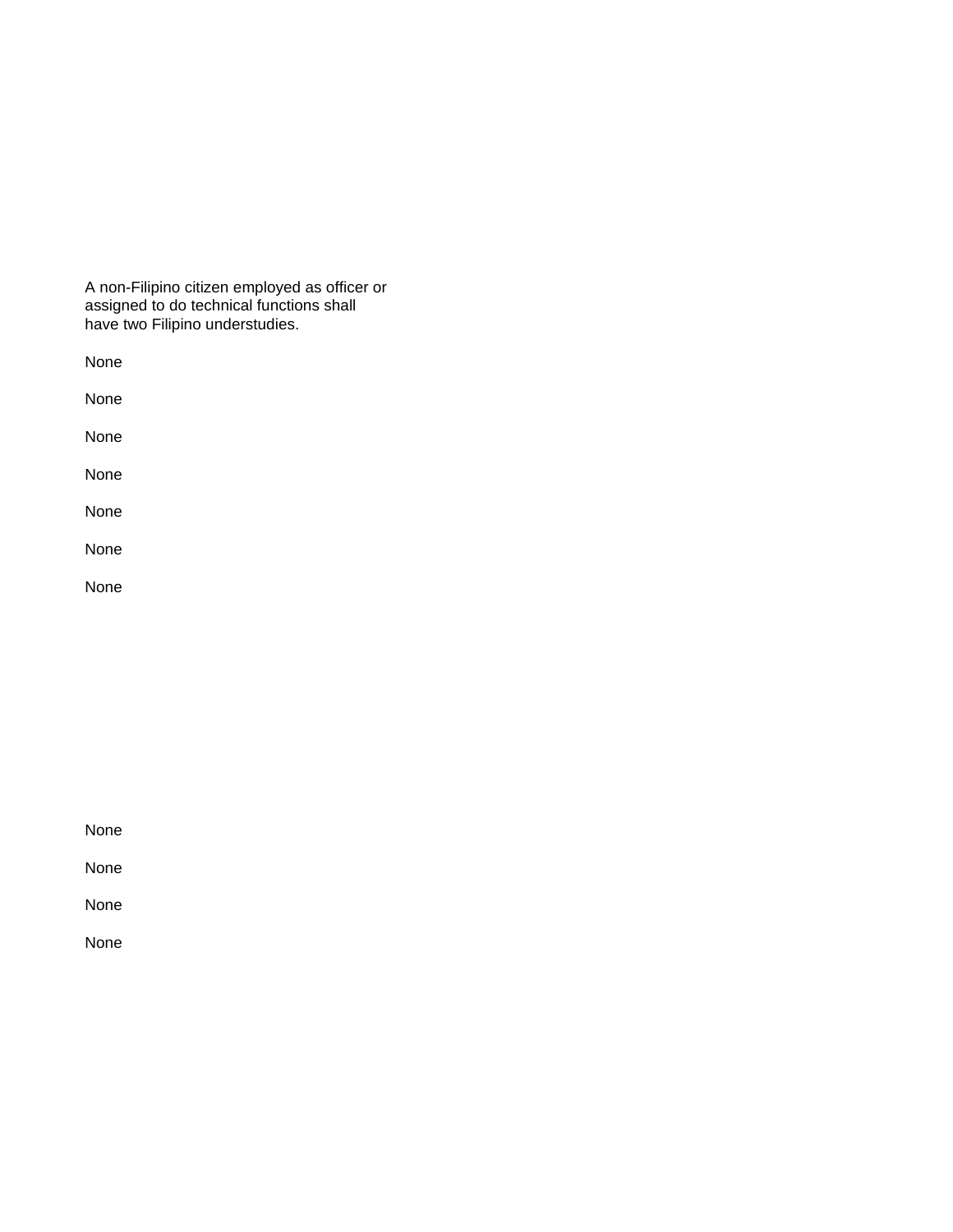A non-Filipino citizen employed as officer or assigned to do technical functions shall have two Filipino understudies.

None

None

None

None

None

None

None

None

None

None

None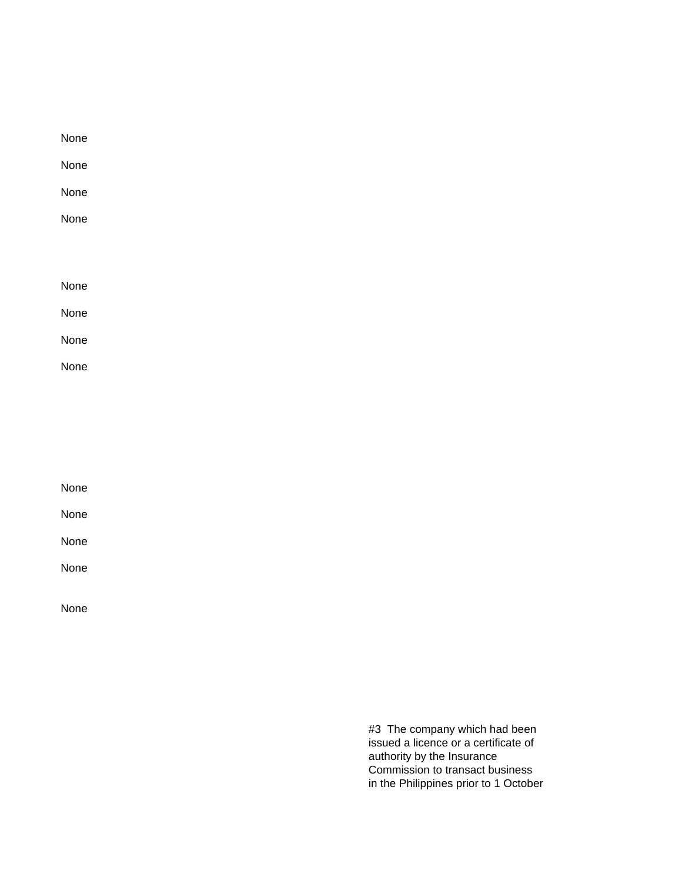None

None

None

None

None

None

None

None

None

None

None

None

None

#3 The company which had been issued a licence or a certificate of authority by the Insurance Commission to transact business in the Philippines prior to 1 October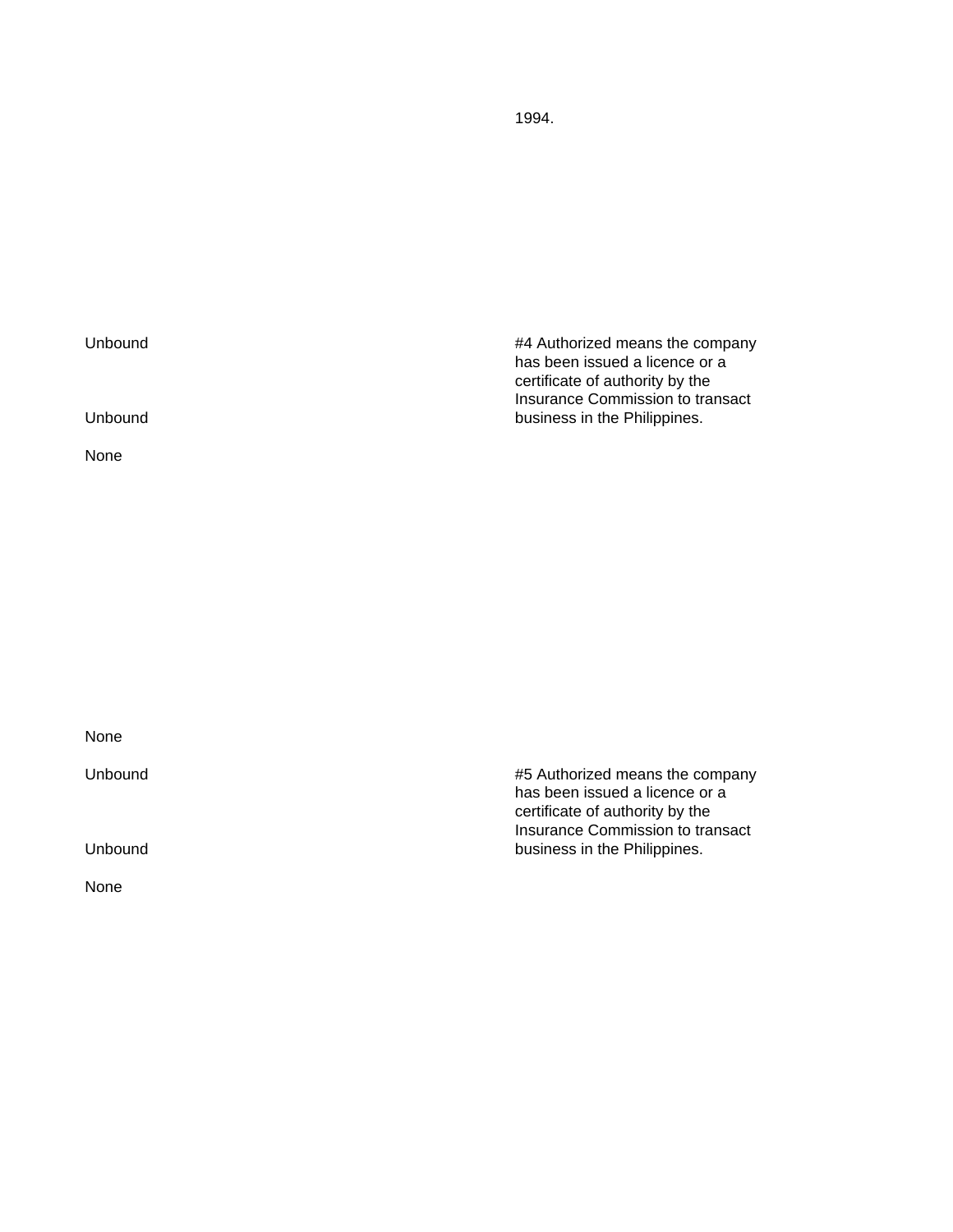1994.

Unbound

Unbound

None

#4 Authorized means the company has been issued a licence or a certificate of authority by the Insurance Commission to transact business in the Philippines.

None

Unbound

Unbound

None

#5 Authorized means the company has been issued a licence or a certificate of authority by the Insurance Commission to transact business in the Philippines.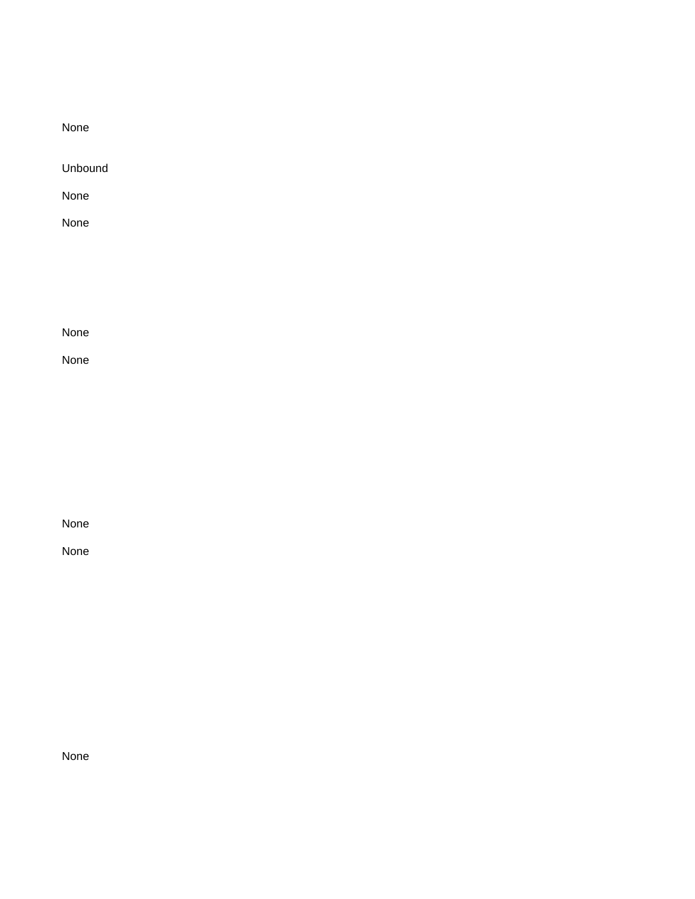None

Unbound

None

None

None

None

None

None

None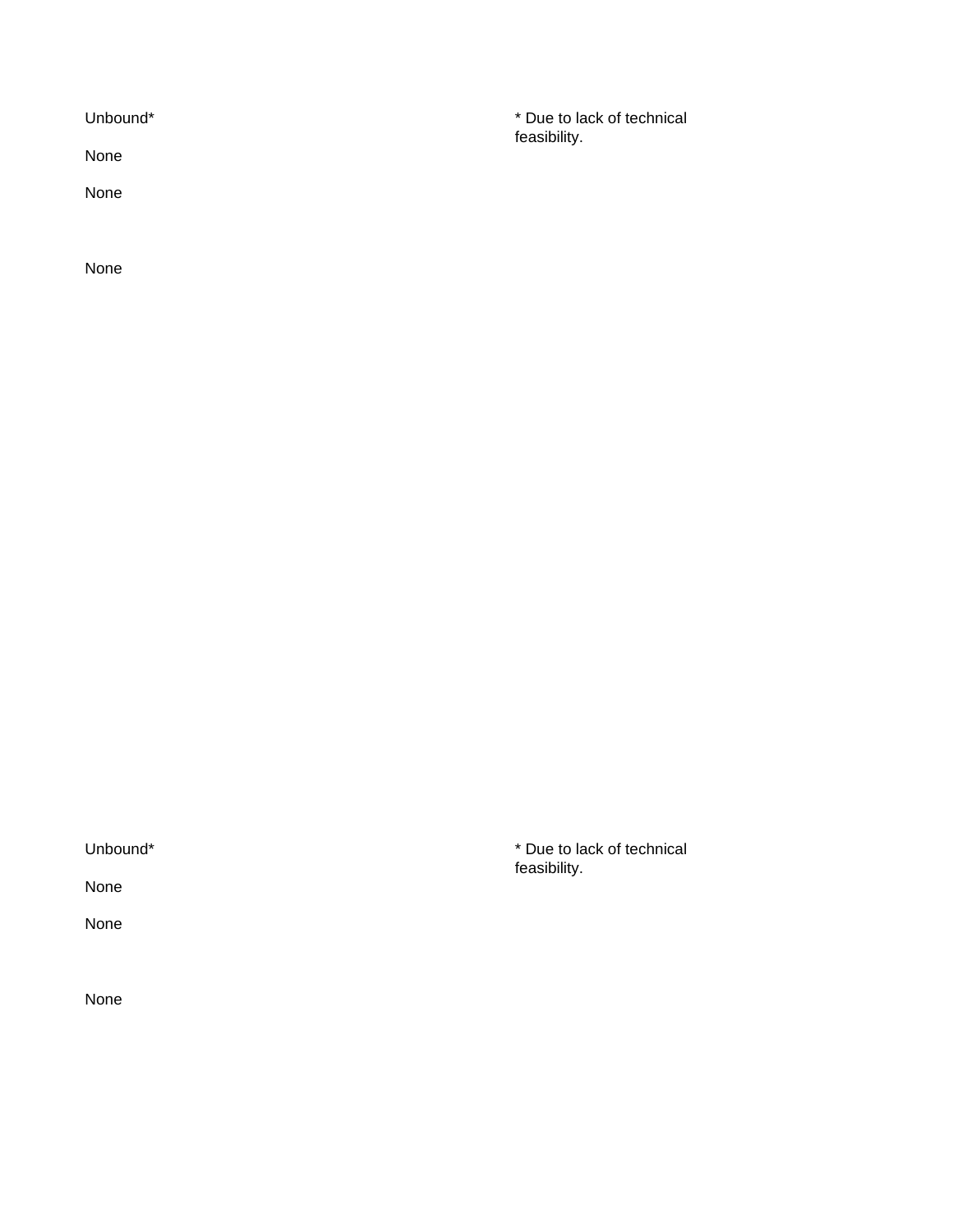Unbound*

None

None

None

* Due to lack of technical feasibility.

Unbound*

None

None

None

* Due to lack of technical feasibility.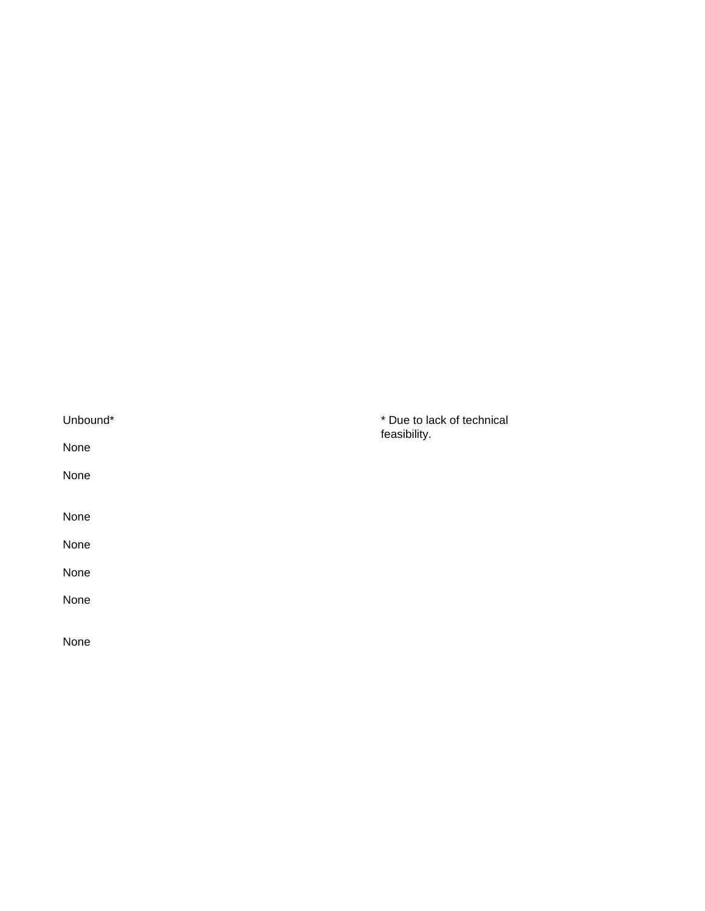| | |
|---|---|
| Unbound* | * Due to lack of technical feasibility. |
| None | |
| None | |
| None | |
| None | |
| None | |
| None | |
| None | |